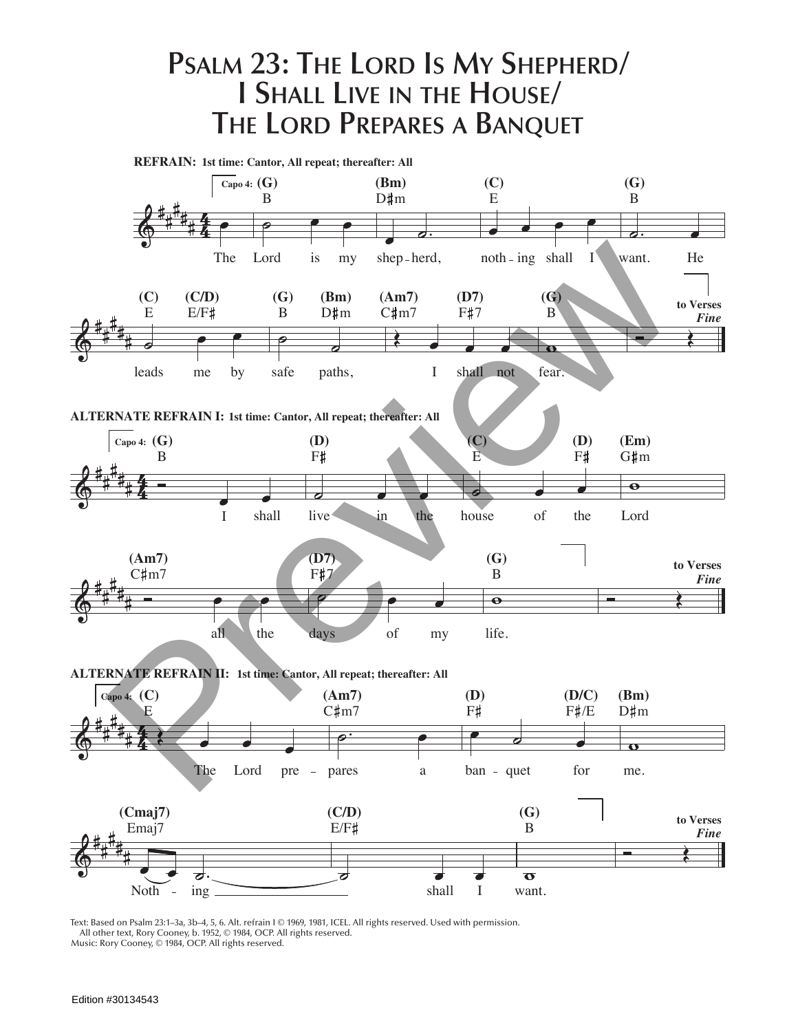# Psalm 23: The Lord Is My Shepherd/ I Shall Live in the House/ The Lord Prepares a Banquet

**REFRAIN: 1st time: Cantor, All repeat; thereafter: All**

Capo 4: (G) B — (Bm) D♯m — (C) E — (G) B

The Lord is my shep - herd, noth - ing shall I want. He

(C) E — (C/D) E/F♯ — (G) B — (Bm) D♯m — (Am7) C♯m7 — (D7) F♯7 — (G) B

leads me by safe paths, I shall not fear.

*to Verses Fine*

**ALTERNATE REFRAIN I: 1st time: Cantor, All repeat; thereafter: All**

Capo 4: (G) B — (D) F♯ — (C) E — (D) F♯ — (Em) G♯m

I shall live in the house of the Lord

(Am7) C♯m7 — (D7) F♯7 — (G) B

all the days of my life.

*to Verses Fine*

**ALTERNATE REFRAIN II: 1st time: Cantor, All repeat; thereafter: All**

Capo 4: (C) E — (Am7) C♯m7 — (D) F♯ — (D/C) F♯/E — (Bm) D♯m

The Lord pre - pares a ban - quet for me.

(Cmaj7) Emaj7 — (C/D) E/F♯ — (G) B

Noth - ing shall I want.

*to Verses Fine*

Text: Based on Psalm 23:1–3a, 3b–4, 5, 6. Alt. refrain I © 1969, 1981, ICEL. All rights reserved. Used with permission.
All other text, Rory Cooney, b. 1952, © 1984, OCP. All rights reserved.
Music: Rory Cooney, © 1984, OCP. All rights reserved.

Edition #30134543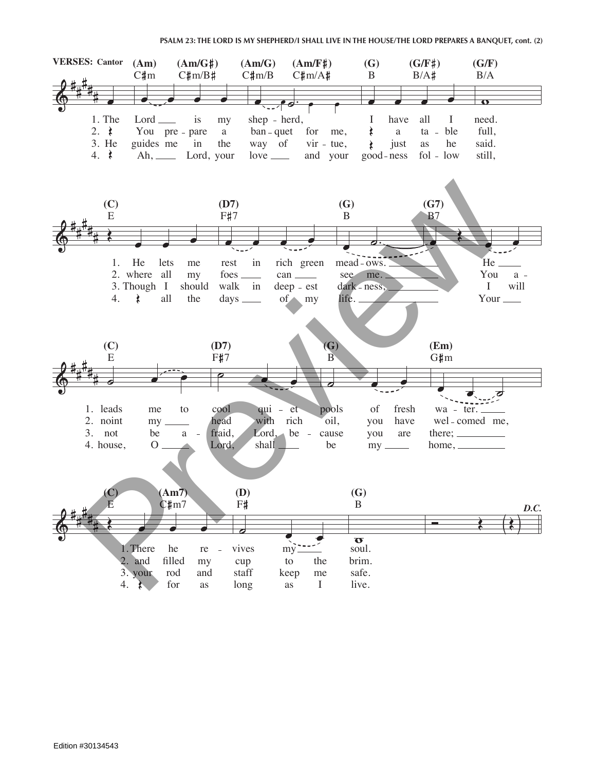VERSES: Cantor

(Am) C♯m (Am/G♯) C♯m/B♯ (Am/G) C♯m/B (Am/F♯) C♯m/A♯ (G) B (G/F♯) B/A♯ (G/F) B/A

1. The Lord is my shep - herd, I have all I need.
2. You pre - pare a ban - quet for me, a ta - ble full,
3. He guides me in the way of vir - tue, just as he said.
4. Ah, Lord, your love and your good - ness fol - low still,

(C) E (D7) F♯7 (G) B (G7) B7

1. He lets me rest in rich green mead - ows. He
2. where all my foes can see me. You a -
3. Though I should walk in deep - est dark - ness, I will
4. all the days of my life. Your

(C) E (D7) F♯7 (G) B (Em) G♯m

1. leads me to cool qui - et pools of fresh wa - ter.
2. noint my head with rich oil, you have wel - comed me,
3. not be a - fraid, Lord, be - cause you are there;
4. house, O Lord, shall be my home,

(C) E (Am7) C♯m7 (D) F♯ (G) B *D.C.*

1. There he re - vives my soul.
2. and filled my cup to the brim.
3. your rod and staff keep me safe.
4. for as long as I live.

Edition #30134543